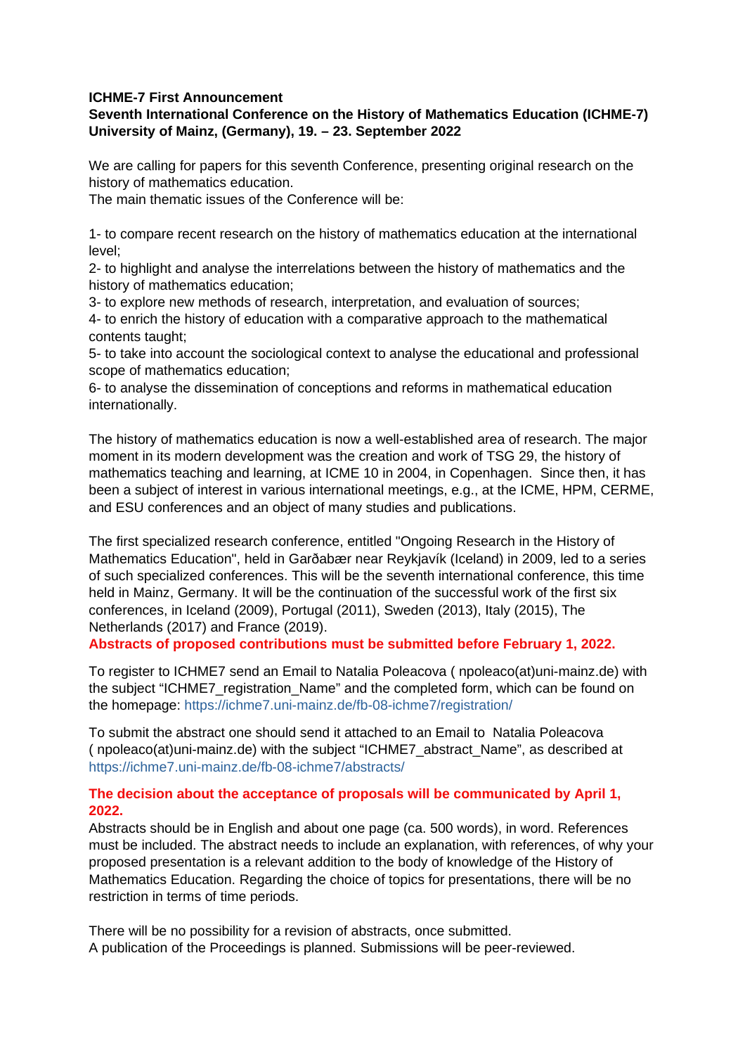**ICHME-7 First Announcement**
**Seventh International Conference on the History of Mathematics Education (ICHME-7)**
**University of Mainz, (Germany), 19. – 23. September 2022**

We are calling for papers for this seventh Conference, presenting original research on the history of mathematics education.
The main thematic issues of the Conference will be:

1- to compare recent research on the history of mathematics education at the international level;
2- to highlight and analyse the interrelations between the history of mathematics and the history of mathematics education;
3- to explore new methods of research, interpretation, and evaluation of sources;
4- to enrich the history of education with a comparative approach to the mathematical contents taught;
5- to take into account the sociological context to analyse the educational and professional scope of mathematics education;
6- to analyse the dissemination of conceptions and reforms in mathematical education internationally.

The history of mathematics education is now a well-established area of research. The major moment in its modern development was the creation and work of TSG 29, the history of mathematics teaching and learning, at ICME 10 in 2004, in Copenhagen. Since then, it has been a subject of interest in various international meetings, e.g., at the ICME, HPM, CERME, and ESU conferences and an object of many studies and publications.

The first specialized research conference, entitled "Ongoing Research in the History of Mathematics Education", held in Garðabær near Reykjavík (Iceland) in 2009, led to a series of such specialized conferences. This will be the seventh international conference, this time held in Mainz, Germany. It will be the continuation of the successful work of the first six conferences, in Iceland (2009), Portugal (2011), Sweden (2013), Italy (2015), The Netherlands (2017) and France (2019).
**Abstracts of proposed contributions must be submitted before February 1, 2022.**

To register to ICHME7 send an Email to Natalia Poleacova ( npoleaco(at)uni-mainz.de) with the subject "ICHME7_registration_Name" and the completed form, which can be found on the homepage: https://ichme7.uni-mainz.de/fb-08-ichme7/registration/

To submit the abstract one should send it attached to an Email to Natalia Poleacova ( npoleaco(at)uni-mainz.de) with the subject "ICHME7_abstract_Name", as described at https://ichme7.uni-mainz.de/fb-08-ichme7/abstracts/

**The decision about the acceptance of proposals will be communicated by April 1, 2022.**
Abstracts should be in English and about one page (ca. 500 words), in word. References must be included. The abstract needs to include an explanation, with references, of why your proposed presentation is a relevant addition to the body of knowledge of the History of Mathematics Education. Regarding the choice of topics for presentations, there will be no restriction in terms of time periods.

There will be no possibility for a revision of abstracts, once submitted.
A publication of the Proceedings is planned. Submissions will be peer-reviewed.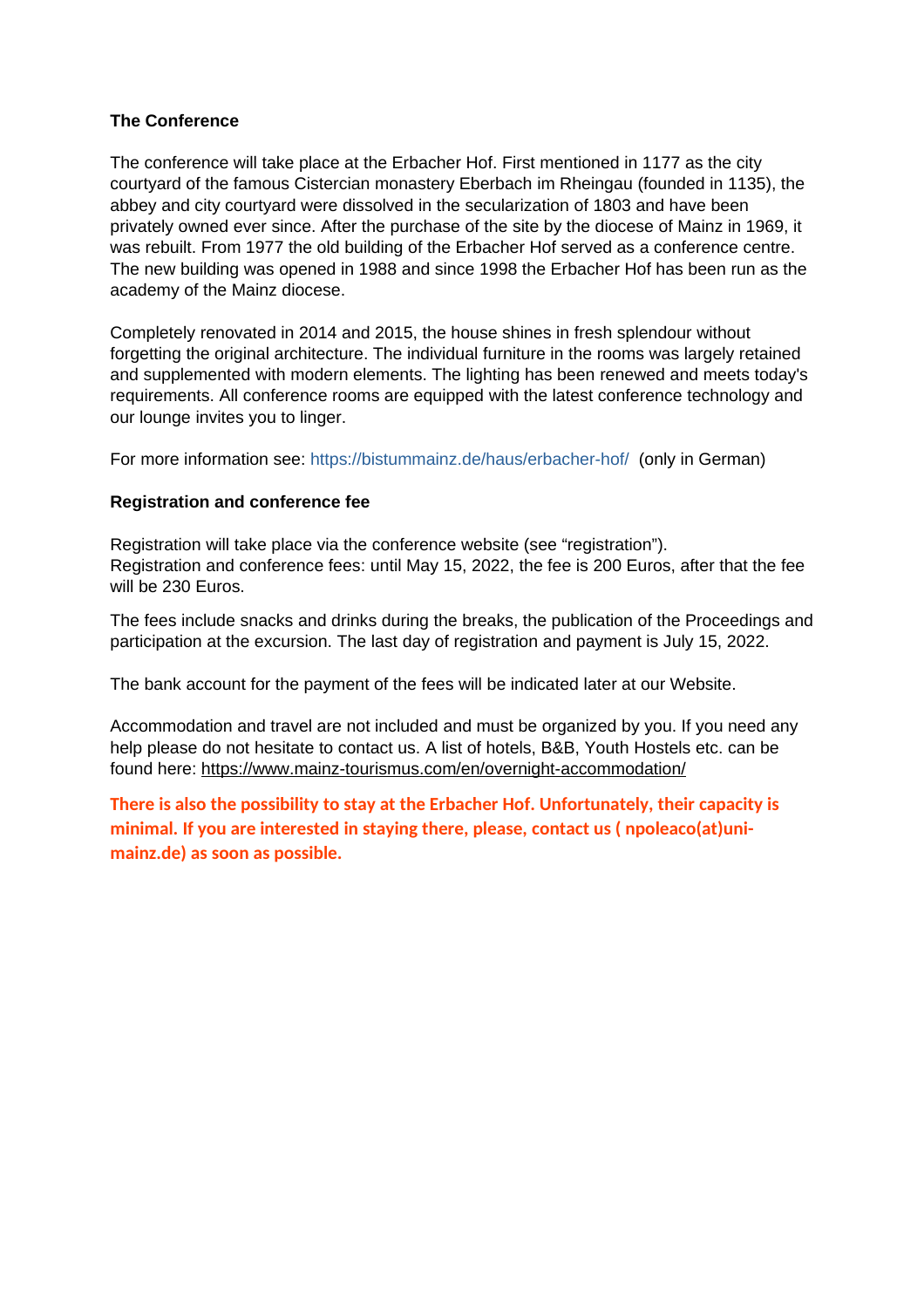**The Conference**

The conference will take place at the Erbacher Hof. First mentioned in 1177 as the city courtyard of the famous Cistercian monastery Eberbach im Rheingau (founded in 1135), the abbey and city courtyard were dissolved in the secularization of 1803 and have been privately owned ever since. After the purchase of the site by the diocese of Mainz in 1969, it was rebuilt. From 1977 the old building of the Erbacher Hof served as a conference centre. The new building was opened in 1988 and since 1998 the Erbacher Hof has been run as the academy of the Mainz diocese.

Completely renovated in 2014 and 2015, the house shines in fresh splendour without forgetting the original architecture. The individual furniture in the rooms was largely retained and supplemented with modern elements. The lighting has been renewed and meets today's requirements. All conference rooms are equipped with the latest conference technology and our lounge invites you to linger.

For more information see: https://bistummainz.de/haus/erbacher-hof/ (only in German)

**Registration and conference fee**

Registration will take place via the conference website (see "registration").
Registration and conference fees: until May 15, 2022, the fee is 200 Euros, after that the fee will be 230 Euros.

The fees include snacks and drinks during the breaks, the publication of the Proceedings and participation at the excursion. The last day of registration and payment is July 15, 2022.

The bank account for the payment of the fees will be indicated later at our Website.

Accommodation and travel are not included and must be organized by you. If you need any help please do not hesitate to contact us. A list of hotels, B&B, Youth Hostels etc. can be found here: https://www.mainz-tourismus.com/en/overnight-accommodation/

**There is also the possibility to stay at the Erbacher Hof. Unfortunately, their capacity is minimal. If you are interested in staying there, please, contact us ( npoleaco(at)uni-mainz.de) as soon as possible.**